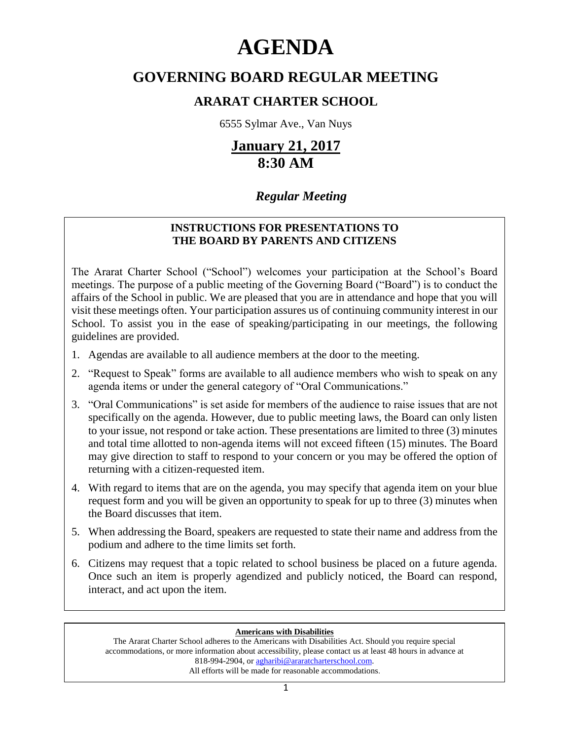# AGENDA

## GOVERNING BOARD REGULAR MEETING

### ARARAT CHARTER SCHOOL

6555 Sylmar Ave., Van Nuys

## January 21, 2017
## 8:30 AM

### *Regular Meeting*

**INSTRUCTIONS FOR PRESENTATIONS TO THE BOARD BY PARENTS AND CITIZENS**

The Ararat Charter School ("School") welcomes your participation at the School's Board meetings. The purpose of a public meeting of the Governing Board ("Board") is to conduct the affairs of the School in public. We are pleased that you are in attendance and hope that you will visit these meetings often. Your participation assures us of continuing community interest in our School. To assist you in the ease of speaking/participating in our meetings, the following guidelines are provided.

1. Agendas are available to all audience members at the door to the meeting.
2. "Request to Speak" forms are available to all audience members who wish to speak on any agenda items or under the general category of "Oral Communications."
3. "Oral Communications" is set aside for members of the audience to raise issues that are not specifically on the agenda. However, due to public meeting laws, the Board can only listen to your issue, not respond or take action. These presentations are limited to three (3) minutes and total time allotted to non-agenda items will not exceed fifteen (15) minutes. The Board may give direction to staff to respond to your concern or you may be offered the option of returning with a citizen-requested item.
4. With regard to items that are on the agenda, you may specify that agenda item on your blue request form and you will be given an opportunity to speak for up to three (3) minutes when the Board discusses that item.
5. When addressing the Board, speakers are requested to state their name and address from the podium and adhere to the time limits set forth.
6. Citizens may request that a topic related to school business be placed on a future agenda. Once such an item is properly agendized and publicly noticed, the Board can respond, interact, and act upon the item.

**Americans with Disabilities**

The Ararat Charter School adheres to the Americans with Disabilities Act. Should you require special accommodations, or more information about accessibility, please contact us at least 48 hours in advance at 818-994-2904, or agharibi@araratcharterschool.com.
All efforts will be made for reasonable accommodations.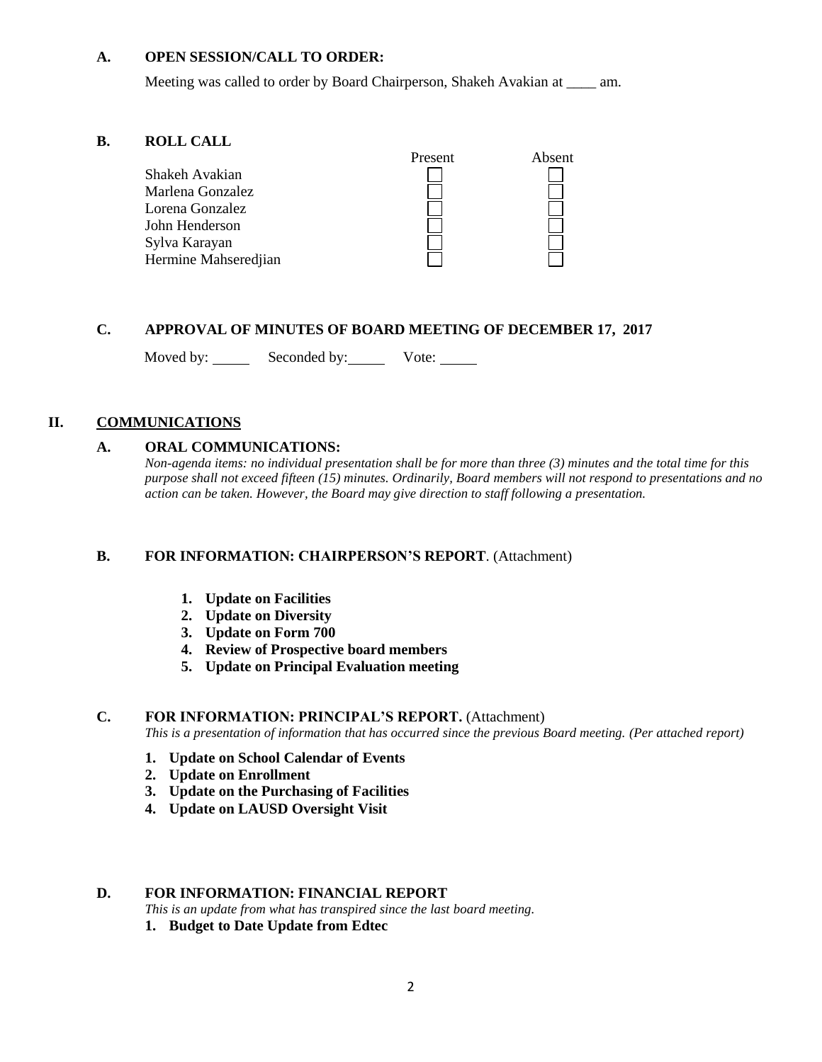### A. OPEN SESSION/CALL TO ORDER:

Meeting was called to order by Board Chairperson, Shakeh Avakian at ____ am.

### B. ROLL CALL

| | Present | Absent |
|---|---|---|
| Shakeh Avakian | ☐ | ☐ |
| Marlena Gonzalez | ☐ | ☐ |
| Lorena Gonzalez | ☐ | ☐ |
| John Henderson | ☐ | ☐ |
| Sylva Karayan | ☐ | ☐ |
| Hermine Mahseredjian | ☐ | ☐ |

### C. APPROVAL OF MINUTES OF BOARD MEETING OF DECEMBER 17, 2017

Moved by: _____ Seconded by: _____ Vote: _____

## II. COMMUNICATIONS

### A. ORAL COMMUNICATIONS:

*Non-agenda items: no individual presentation shall be for more than three (3) minutes and the total time for this purpose shall not exceed fifteen (15) minutes. Ordinarily, Board members will not respond to presentations and no action can be taken. However, the Board may give direction to staff following a presentation.*

### B. FOR INFORMATION: CHAIRPERSON'S REPORT. (Attachment)

1. **Update on Facilities**
2. **Update on Diversity**
3. **Update on Form 700**
4. **Review of Prospective board members**
5. **Update on Principal Evaluation meeting**

### C. FOR INFORMATION: PRINCIPAL'S REPORT. (Attachment)

*This is a presentation of information that has occurred since the previous Board meeting. (Per attached report)*

1. **Update on School Calendar of Events**
2. **Update on Enrollment**
3. **Update on the Purchasing of Facilities**
4. **Update on LAUSD Oversight Visit**

### D. FOR INFORMATION: FINANCIAL REPORT

*This is an update from what has transpired since the last board meeting.*

1. **Budget to Date Update from Edtec**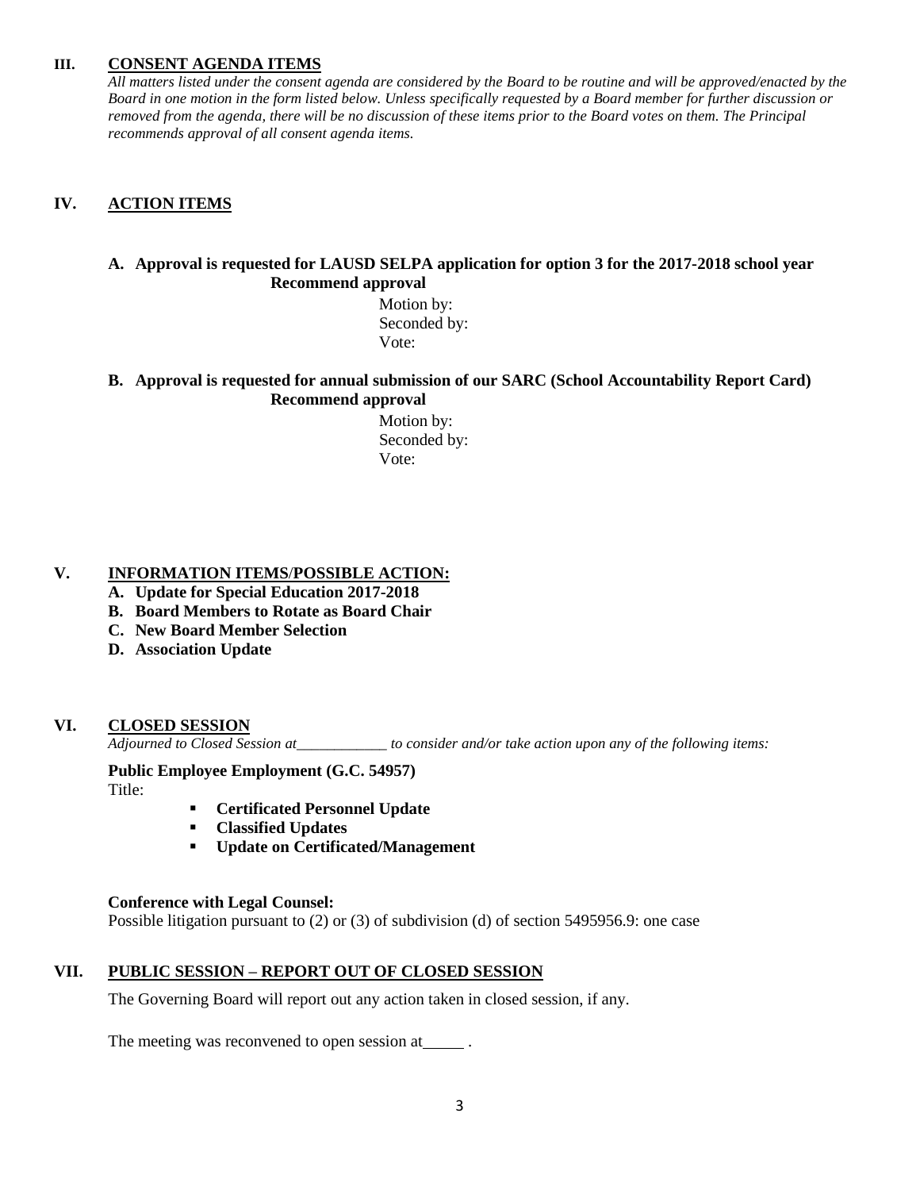## III. CONSENT AGENDA ITEMS

*All matters listed under the consent agenda are considered by the Board to be routine and will be approved/enacted by the Board in one motion in the form listed below. Unless specifically requested by a Board member for further discussion or removed from the agenda, there will be no discussion of these items prior to the Board votes on them. The Principal recommends approval of all consent agenda items.*

## IV. ACTION ITEMS

**A. Approval is requested for LAUSD SELPA application for option 3 for the 2017-2018 school year**
**Recommend approval**

Motion by:
Seconded by:
Vote:

**B. Approval is requested for annual submission of our SARC (School Accountability Report Card)**
**Recommend approval**

Motion by:
Seconded by:
Vote:

## V. INFORMATION ITEMS/POSSIBLE ACTION:

**A. Update for Special Education 2017-2018**
**B. Board Members to Rotate as Board Chair**
**C. New Board Member Selection**
**D. Association Update**

## VI. CLOSED SESSION

*Adjourned to Closed Session at____________ to consider and/or take action upon any of the following items:*

**Public Employee Employment (G.C. 54957)**
Title:

- **Certificated Personnel Update**
- **Classified Updates**
- **Update on Certificated/Management**

**Conference with Legal Counsel:**
Possible litigation pursuant to (2) or (3) of subdivision (d) of section 5495956.9: one case

## VII. PUBLIC SESSION – REPORT OUT OF CLOSED SESSION

The Governing Board will report out any action taken in closed session, if any.

The meeting was reconvened to open session at_____ .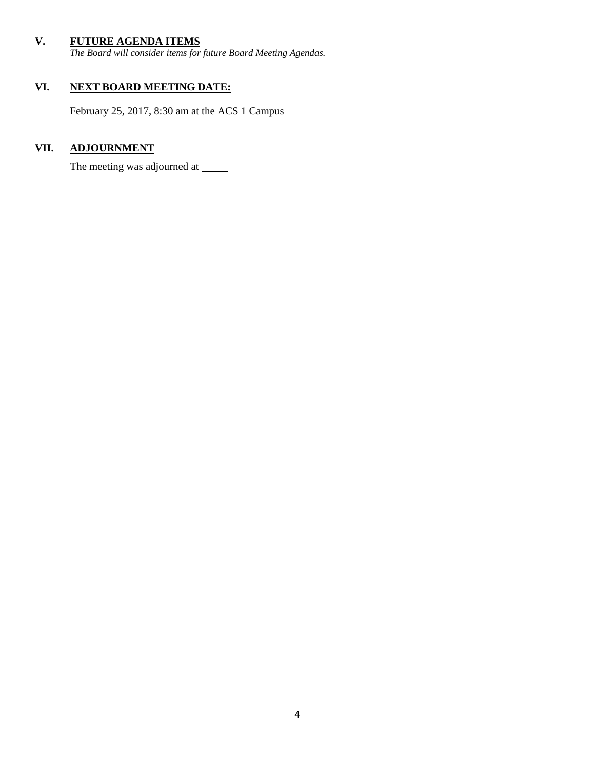## V. FUTURE AGENDA ITEMS

*The Board will consider items for future Board Meeting Agendas.*

## VI. NEXT BOARD MEETING DATE:

February 25, 2017, 8:30 am at the ACS 1 Campus

## VII. ADJOURNMENT

The meeting was adjourned at _____